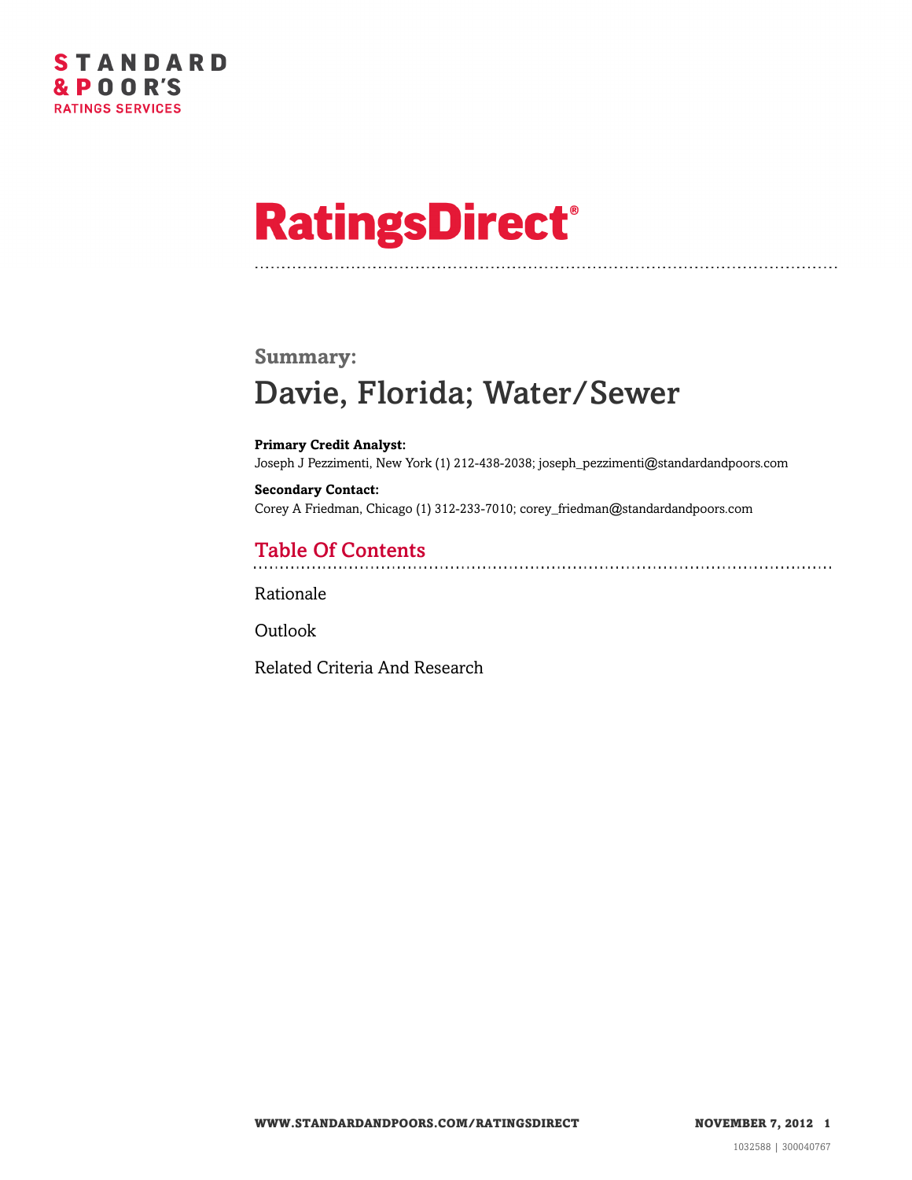STANDARD & POOR'S
RATINGS SERVICES

# RatingsDirect®

## Summary:

# Davie, Florida; Water/Sewer

**Primary Credit Analyst:**
Joseph J Pezzimenti, New York (1) 212-438-2038; joseph_pezzimenti@standardandpoors.com

**Secondary Contact:**
Corey A Friedman, Chicago (1) 312-233-7010; corey_friedman@standardandpoors.com

## Table Of Contents

Rationale

Outlook

Related Criteria And Research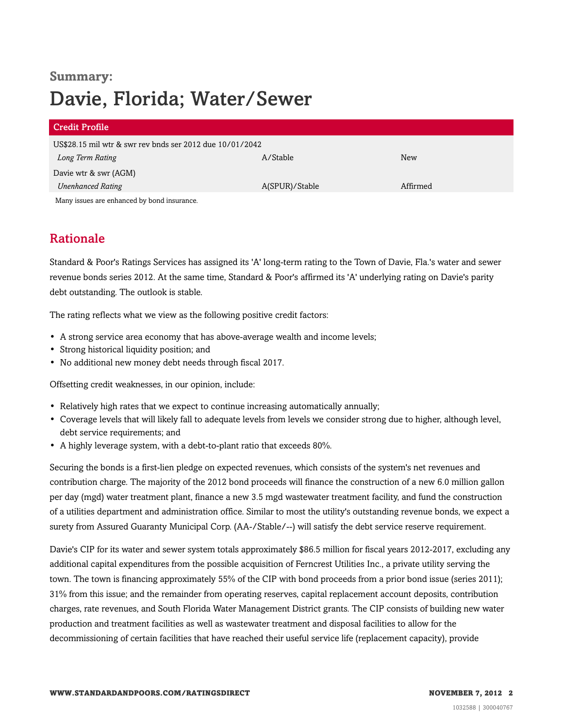**Summary:**

# Davie, Florida; Water/Sewer

| Credit Profile | | |
|---|---|---|
| US$28.15 mil wtr & swr rev bnds ser 2012 due 10/01/2042 | | |
| *Long Term Rating* | A/Stable | New |
| Davie wtr & swr (AGM) | | |
| *Unenhanced Rating* | A(SPUR)/Stable | Affirmed |

Many issues are enhanced by bond insurance.

## Rationale

Standard & Poor's Ratings Services has assigned its 'A' long-term rating to the Town of Davie, Fla.'s water and sewer revenue bonds series 2012. At the same time, Standard & Poor's affirmed its 'A' underlying rating on Davie's parity debt outstanding. The outlook is stable.

The rating reflects what we view as the following positive credit factors:

- A strong service area economy that has above-average wealth and income levels;
- Strong historical liquidity position; and
- No additional new money debt needs through fiscal 2017.

Offsetting credit weaknesses, in our opinion, include:

- Relatively high rates that we expect to continue increasing automatically annually;
- Coverage levels that will likely fall to adequate levels from levels we consider strong due to higher, although level, debt service requirements; and
- A highly leverage system, with a debt-to-plant ratio that exceeds 80%.

Securing the bonds is a first-lien pledge on expected revenues, which consists of the system's net revenues and contribution charge. The majority of the 2012 bond proceeds will finance the construction of a new 6.0 million gallon per day (mgd) water treatment plant, finance a new 3.5 mgd wastewater treatment facility, and fund the construction of a utilities department and administration office. Similar to most the utility's outstanding revenue bonds, we expect a surety from Assured Guaranty Municipal Corp. (AA-/Stable/--) will satisfy the debt service reserve requirement.

Davie's CIP for its water and sewer system totals approximately $86.5 million for fiscal years 2012-2017, excluding any additional capital expenditures from the possible acquisition of Ferncrest Utilities Inc., a private utility serving the town. The town is financing approximately 55% of the CIP with bond proceeds from a prior bond issue (series 2011); 31% from this issue; and the remainder from operating reserves, capital replacement account deposits, contribution charges, rate revenues, and South Florida Water Management District grants. The CIP consists of building new water production and treatment facilities as well as wastewater treatment and disposal facilities to allow for the decommissioning of certain facilities that have reached their useful service life (replacement capacity), provide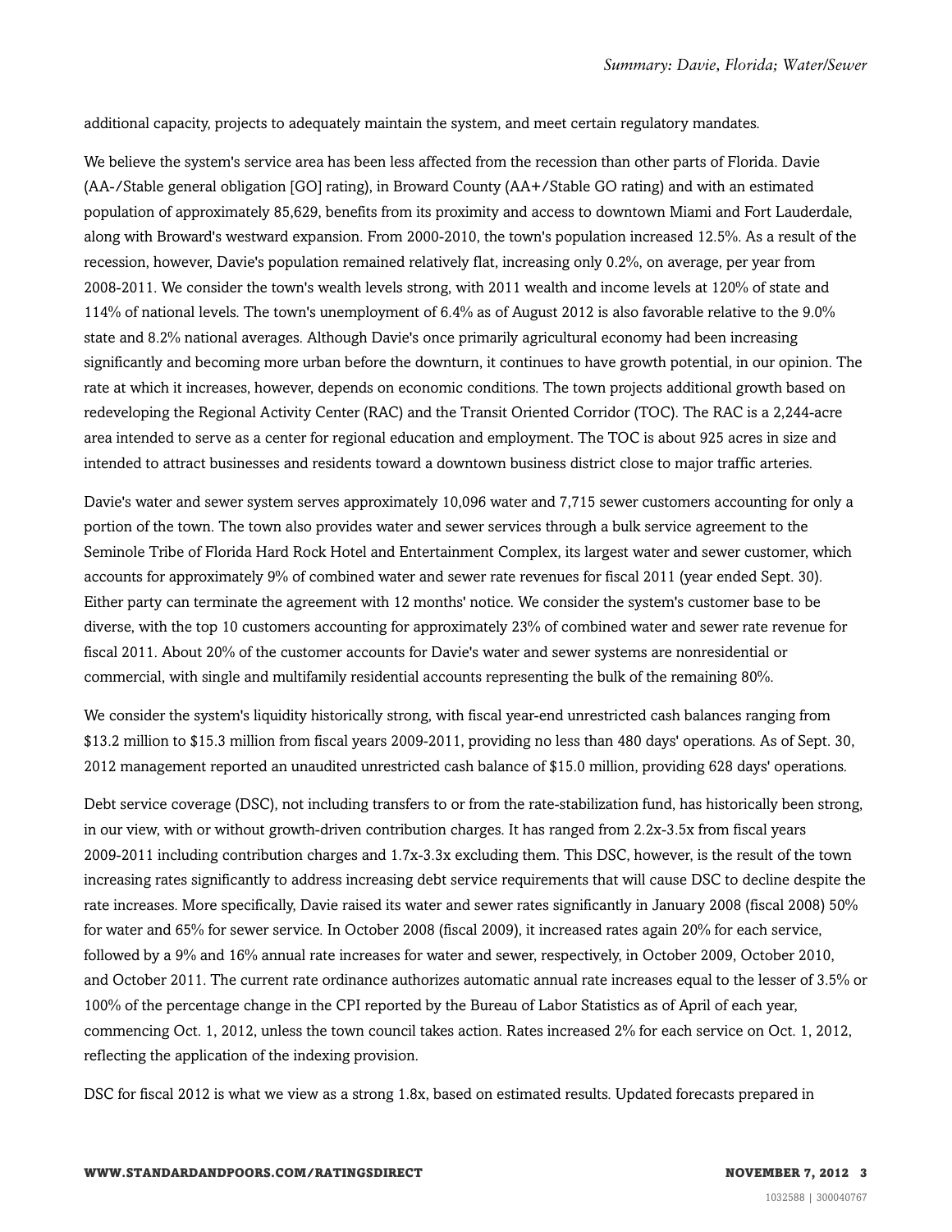additional capacity, projects to adequately maintain the system, and meet certain regulatory mandates.

We believe the system's service area has been less affected from the recession than other parts of Florida. Davie (AA-/Stable general obligation [GO] rating), in Broward County (AA+/Stable GO rating) and with an estimated population of approximately 85,629, benefits from its proximity and access to downtown Miami and Fort Lauderdale, along with Broward's westward expansion. From 2000-2010, the town's population increased 12.5%. As a result of the recession, however, Davie's population remained relatively flat, increasing only 0.2%, on average, per year from 2008-2011. We consider the town's wealth levels strong, with 2011 wealth and income levels at 120% of state and 114% of national levels. The town's unemployment of 6.4% as of August 2012 is also favorable relative to the 9.0% state and 8.2% national averages. Although Davie's once primarily agricultural economy had been increasing significantly and becoming more urban before the downturn, it continues to have growth potential, in our opinion. The rate at which it increases, however, depends on economic conditions. The town projects additional growth based on redeveloping the Regional Activity Center (RAC) and the Transit Oriented Corridor (TOC). The RAC is a 2,244-acre area intended to serve as a center for regional education and employment. The TOC is about 925 acres in size and intended to attract businesses and residents toward a downtown business district close to major traffic arteries.

Davie's water and sewer system serves approximately 10,096 water and 7,715 sewer customers accounting for only a portion of the town. The town also provides water and sewer services through a bulk service agreement to the Seminole Tribe of Florida Hard Rock Hotel and Entertainment Complex, its largest water and sewer customer, which accounts for approximately 9% of combined water and sewer rate revenues for fiscal 2011 (year ended Sept. 30). Either party can terminate the agreement with 12 months' notice. We consider the system's customer base to be diverse, with the top 10 customers accounting for approximately 23% of combined water and sewer rate revenue for fiscal 2011. About 20% of the customer accounts for Davie's water and sewer systems are nonresidential or commercial, with single and multifamily residential accounts representing the bulk of the remaining 80%.

We consider the system's liquidity historically strong, with fiscal year-end unrestricted cash balances ranging from $13.2 million to $15.3 million from fiscal years 2009-2011, providing no less than 480 days' operations. As of Sept. 30, 2012 management reported an unaudited unrestricted cash balance of $15.0 million, providing 628 days' operations.

Debt service coverage (DSC), not including transfers to or from the rate-stabilization fund, has historically been strong, in our view, with or without growth-driven contribution charges. It has ranged from 2.2x-3.5x from fiscal years 2009-2011 including contribution charges and 1.7x-3.3x excluding them. This DSC, however, is the result of the town increasing rates significantly to address increasing debt service requirements that will cause DSC to decline despite the rate increases. More specifically, Davie raised its water and sewer rates significantly in January 2008 (fiscal 2008) 50% for water and 65% for sewer service. In October 2008 (fiscal 2009), it increased rates again 20% for each service, followed by a 9% and 16% annual rate increases for water and sewer, respectively, in October 2009, October 2010, and October 2011. The current rate ordinance authorizes automatic annual rate increases equal to the lesser of 3.5% or 100% of the percentage change in the CPI reported by the Bureau of Labor Statistics as of April of each year, commencing Oct. 1, 2012, unless the town council takes action. Rates increased 2% for each service on Oct. 1, 2012, reflecting the application of the indexing provision.

DSC for fiscal 2012 is what we view as a strong 1.8x, based on estimated results. Updated forecasts prepared in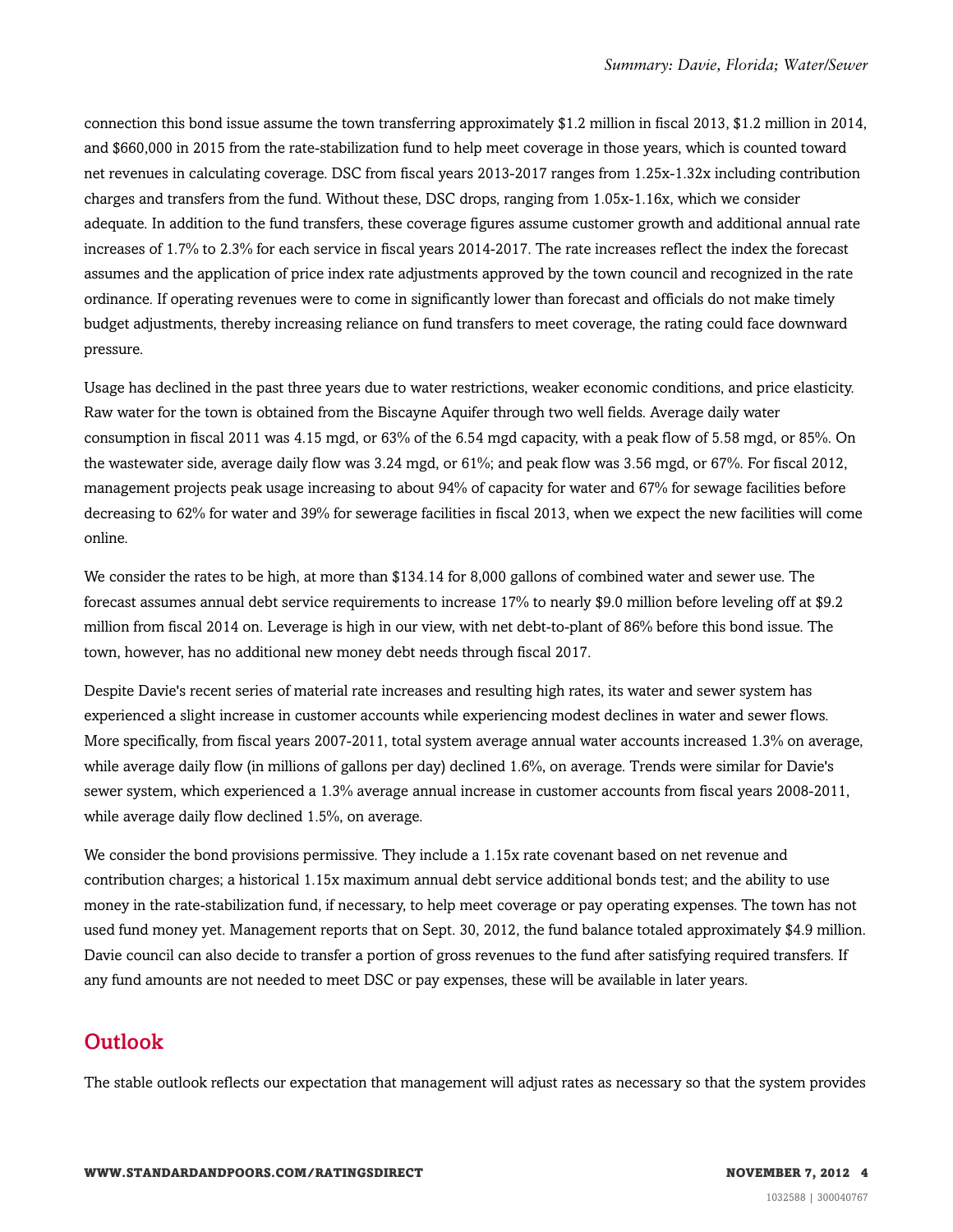connection this bond issue assume the town transferring approximately $1.2 million in fiscal 2013, $1.2 million in 2014, and $660,000 in 2015 from the rate-stabilization fund to help meet coverage in those years, which is counted toward net revenues in calculating coverage. DSC from fiscal years 2013-2017 ranges from 1.25x-1.32x including contribution charges and transfers from the fund. Without these, DSC drops, ranging from 1.05x-1.16x, which we consider adequate. In addition to the fund transfers, these coverage figures assume customer growth and additional annual rate increases of 1.7% to 2.3% for each service in fiscal years 2014-2017. The rate increases reflect the index the forecast assumes and the application of price index rate adjustments approved by the town council and recognized in the rate ordinance. If operating revenues were to come in significantly lower than forecast and officials do not make timely budget adjustments, thereby increasing reliance on fund transfers to meet coverage, the rating could face downward pressure.

Usage has declined in the past three years due to water restrictions, weaker economic conditions, and price elasticity. Raw water for the town is obtained from the Biscayne Aquifer through two well fields. Average daily water consumption in fiscal 2011 was 4.15 mgd, or 63% of the 6.54 mgd capacity, with a peak flow of 5.58 mgd, or 85%. On the wastewater side, average daily flow was 3.24 mgd, or 61%; and peak flow was 3.56 mgd, or 67%. For fiscal 2012, management projects peak usage increasing to about 94% of capacity for water and 67% for sewage facilities before decreasing to 62% for water and 39% for sewerage facilities in fiscal 2013, when we expect the new facilities will come online.

We consider the rates to be high, at more than $134.14 for 8,000 gallons of combined water and sewer use. The forecast assumes annual debt service requirements to increase 17% to nearly $9.0 million before leveling off at $9.2 million from fiscal 2014 on. Leverage is high in our view, with net debt-to-plant of 86% before this bond issue. The town, however, has no additional new money debt needs through fiscal 2017.

Despite Davie's recent series of material rate increases and resulting high rates, its water and sewer system has experienced a slight increase in customer accounts while experiencing modest declines in water and sewer flows. More specifically, from fiscal years 2007-2011, total system average annual water accounts increased 1.3% on average, while average daily flow (in millions of gallons per day) declined 1.6%, on average. Trends were similar for Davie's sewer system, which experienced a 1.3% average annual increase in customer accounts from fiscal years 2008-2011, while average daily flow declined 1.5%, on average.

We consider the bond provisions permissive. They include a 1.15x rate covenant based on net revenue and contribution charges; a historical 1.15x maximum annual debt service additional bonds test; and the ability to use money in the rate-stabilization fund, if necessary, to help meet coverage or pay operating expenses. The town has not used fund money yet. Management reports that on Sept. 30, 2012, the fund balance totaled approximately $4.9 million. Davie council can also decide to transfer a portion of gross revenues to the fund after satisfying required transfers. If any fund amounts are not needed to meet DSC or pay expenses, these will be available in later years.

## Outlook

The stable outlook reflects our expectation that management will adjust rates as necessary so that the system provides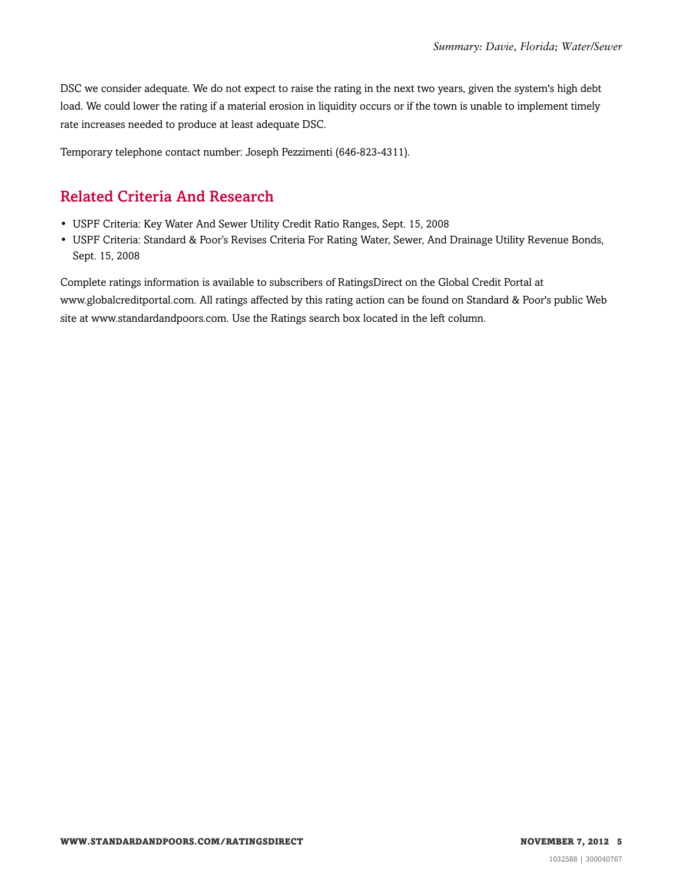DSC we consider adequate. We do not expect to raise the rating in the next two years, given the system's high debt load. We could lower the rating if a material erosion in liquidity occurs or if the town is unable to implement timely rate increases needed to produce at least adequate DSC.

Temporary telephone contact number: Joseph Pezzimenti (646-823-4311).

## Related Criteria And Research

- USPF Criteria: Key Water And Sewer Utility Credit Ratio Ranges, Sept. 15, 2008
- USPF Criteria: Standard & Poor's Revises Criteria For Rating Water, Sewer, And Drainage Utility Revenue Bonds, Sept. 15, 2008

Complete ratings information is available to subscribers of RatingsDirect on the Global Credit Portal at www.globalcreditportal.com. All ratings affected by this rating action can be found on Standard & Poor's public Web site at www.standardandpoors.com. Use the Ratings search box located in the left column.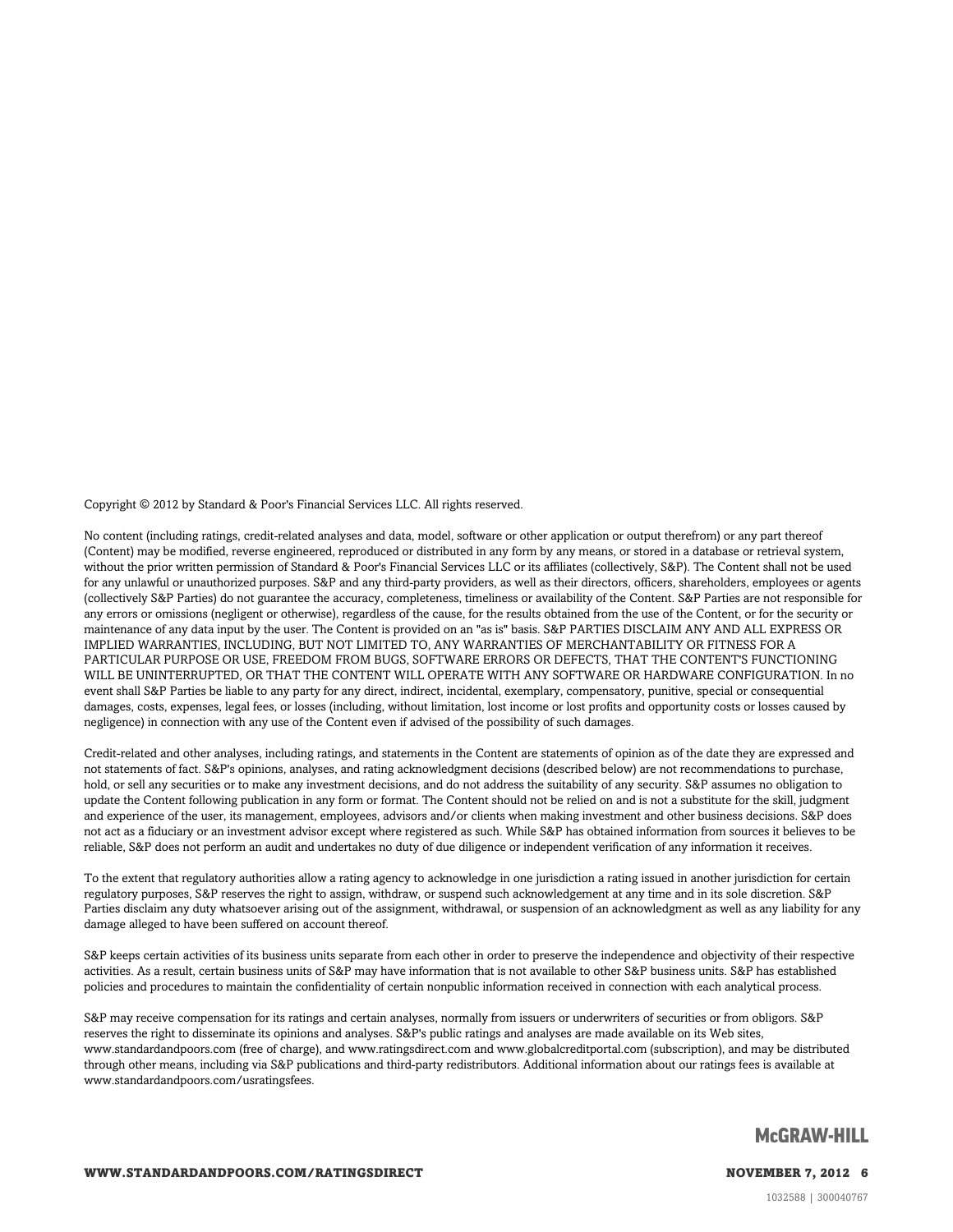Copyright © 2012 by Standard & Poor's Financial Services LLC. All rights reserved.

No content (including ratings, credit-related analyses and data, model, software or other application or output therefrom) or any part thereof (Content) may be modified, reverse engineered, reproduced or distributed in any form by any means, or stored in a database or retrieval system, without the prior written permission of Standard & Poor's Financial Services LLC or its affiliates (collectively, S&P). The Content shall not be used for any unlawful or unauthorized purposes. S&P and any third-party providers, as well as their directors, officers, shareholders, employees or agents (collectively S&P Parties) do not guarantee the accuracy, completeness, timeliness or availability of the Content. S&P Parties are not responsible for any errors or omissions (negligent or otherwise), regardless of the cause, for the results obtained from the use of the Content, or for the security or maintenance of any data input by the user. The Content is provided on an "as is" basis. S&P PARTIES DISCLAIM ANY AND ALL EXPRESS OR IMPLIED WARRANTIES, INCLUDING, BUT NOT LIMITED TO, ANY WARRANTIES OF MERCHANTABILITY OR FITNESS FOR A PARTICULAR PURPOSE OR USE, FREEDOM FROM BUGS, SOFTWARE ERRORS OR DEFECTS, THAT THE CONTENT'S FUNCTIONING WILL BE UNINTERRUPTED, OR THAT THE CONTENT WILL OPERATE WITH ANY SOFTWARE OR HARDWARE CONFIGURATION. In no event shall S&P Parties be liable to any party for any direct, indirect, incidental, exemplary, compensatory, punitive, special or consequential damages, costs, expenses, legal fees, or losses (including, without limitation, lost income or lost profits and opportunity costs or losses caused by negligence) in connection with any use of the Content even if advised of the possibility of such damages.

Credit-related and other analyses, including ratings, and statements in the Content are statements of opinion as of the date they are expressed and not statements of fact. S&P's opinions, analyses, and rating acknowledgment decisions (described below) are not recommendations to purchase, hold, or sell any securities or to make any investment decisions, and do not address the suitability of any security. S&P assumes no obligation to update the Content following publication in any form or format. The Content should not be relied on and is not a substitute for the skill, judgment and experience of the user, its management, employees, advisors and/or clients when making investment and other business decisions. S&P does not act as a fiduciary or an investment advisor except where registered as such. While S&P has obtained information from sources it believes to be reliable, S&P does not perform an audit and undertakes no duty of due diligence or independent verification of any information it receives.

To the extent that regulatory authorities allow a rating agency to acknowledge in one jurisdiction a rating issued in another jurisdiction for certain regulatory purposes, S&P reserves the right to assign, withdraw, or suspend such acknowledgement at any time and in its sole discretion. S&P Parties disclaim any duty whatsoever arising out of the assignment, withdrawal, or suspension of an acknowledgment as well as any liability for any damage alleged to have been suffered on account thereof.

S&P keeps certain activities of its business units separate from each other in order to preserve the independence and objectivity of their respective activities. As a result, certain business units of S&P may have information that is not available to other S&P business units. S&P has established policies and procedures to maintain the confidentiality of certain nonpublic information received in connection with each analytical process.

S&P may receive compensation for its ratings and certain analyses, normally from issuers or underwriters of securities or from obligors. S&P reserves the right to disseminate its opinions and analyses. S&P's public ratings and analyses are made available on its Web sites, www.standardandpoors.com (free of charge), and www.ratingsdirect.com and www.globalcreditportal.com (subscription), and may be distributed through other means, including via S&P publications and third-party redistributors. Additional information about our ratings fees is available at www.standardandpoors.com/usratingsfees.

**McGRAW-HILL**

1032588 | 300040767